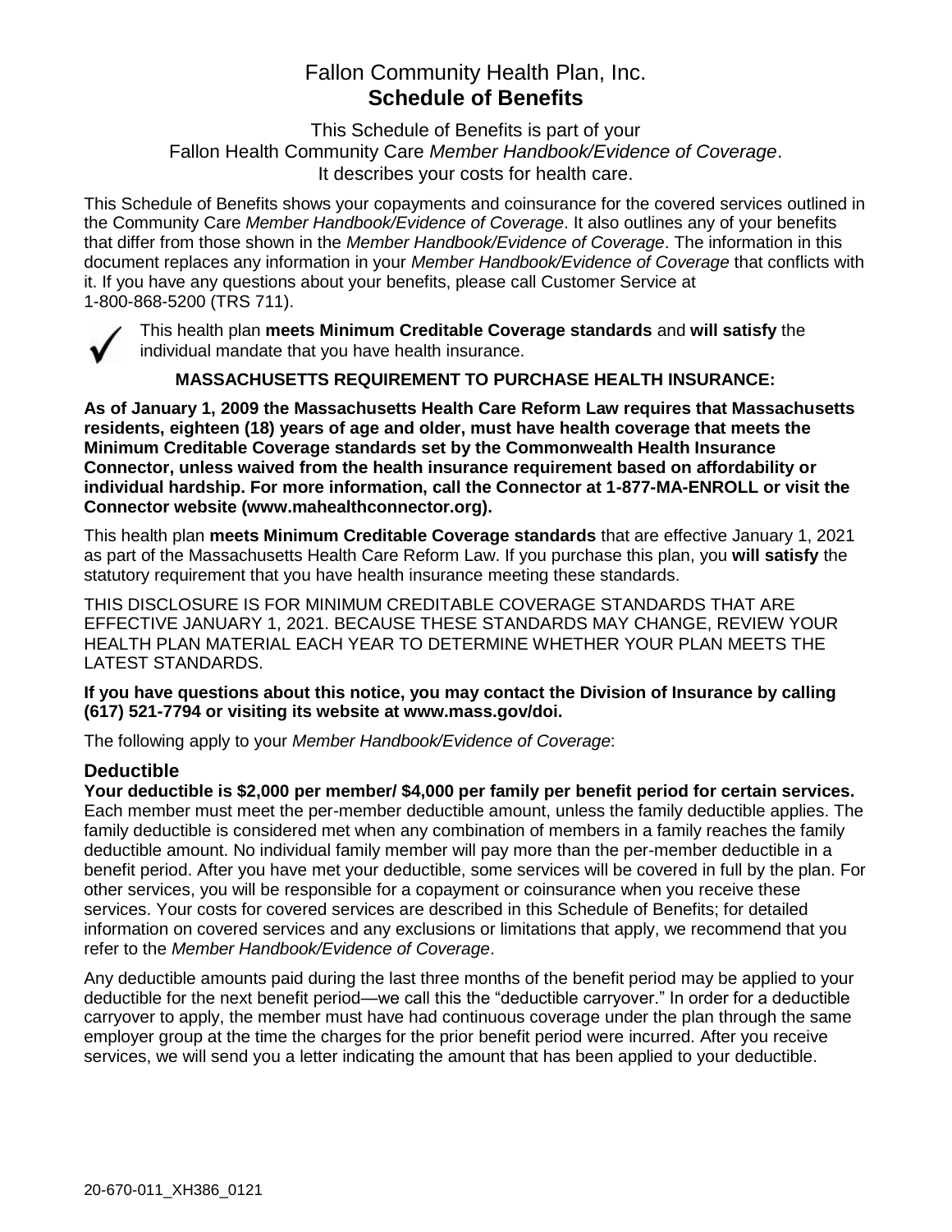# Fallon Community Health Plan, Inc.
## Schedule of Benefits

This Schedule of Benefits is part of your
Fallon Health Community Care *Member Handbook/Evidence of Coverage*.
It describes your costs for health care.

This Schedule of Benefits shows your copayments and coinsurance for the covered services outlined in the Community Care *Member Handbook/Evidence of Coverage*. It also outlines any of your benefits that differ from those shown in the *Member Handbook/Evidence of Coverage*. The information in this document replaces any information in your *Member Handbook/Evidence of Coverage* that conflicts with it. If you have any questions about your benefits, please call Customer Service at 1-800-868-5200 (TRS 711).

✓ This health plan **meets Minimum Creditable Coverage standards** and **will satisfy** the individual mandate that you have health insurance.

**MASSACHUSETTS REQUIREMENT TO PURCHASE HEALTH INSURANCE:**

**As of January 1, 2009 the Massachusetts Health Care Reform Law requires that Massachusetts residents, eighteen (18) years of age and older, must have health coverage that meets the Minimum Creditable Coverage standards set by the Commonwealth Health Insurance Connector, unless waived from the health insurance requirement based on affordability or individual hardship. For more information, call the Connector at 1-877-MA-ENROLL or visit the Connector website (www.mahealthconnector.org).**

This health plan **meets Minimum Creditable Coverage standards** that are effective January 1, 2021 as part of the Massachusetts Health Care Reform Law. If you purchase this plan, you **will satisfy** the statutory requirement that you have health insurance meeting these standards.

THIS DISCLOSURE IS FOR MINIMUM CREDITABLE COVERAGE STANDARDS THAT ARE EFFECTIVE JANUARY 1, 2021. BECAUSE THESE STANDARDS MAY CHANGE, REVIEW YOUR HEALTH PLAN MATERIAL EACH YEAR TO DETERMINE WHETHER YOUR PLAN MEETS THE LATEST STANDARDS.

**If you have questions about this notice, you may contact the Division of Insurance by calling (617) 521-7794 or visiting its website at www.mass.gov/doi.**

The following apply to your *Member Handbook/Evidence of Coverage*:

### Deductible

**Your deductible is $2,000 per member/ $4,000 per family per benefit period for certain services.** Each member must meet the per-member deductible amount, unless the family deductible applies. The family deductible is considered met when any combination of members in a family reaches the family deductible amount. No individual family member will pay more than the per-member deductible in a benefit period. After you have met your deductible, some services will be covered in full by the plan. For other services, you will be responsible for a copayment or coinsurance when you receive these services. Your costs for covered services are described in this Schedule of Benefits; for detailed information on covered services and any exclusions or limitations that apply, we recommend that you refer to the *Member Handbook/Evidence of Coverage*.

Any deductible amounts paid during the last three months of the benefit period may be applied to your deductible for the next benefit period—we call this the "deductible carryover." In order for a deductible carryover to apply, the member must have had continuous coverage under the plan through the same employer group at the time the charges for the prior benefit period were incurred. After you receive services, we will send you a letter indicating the amount that has been applied to your deductible.

20-670-011_XH386_0121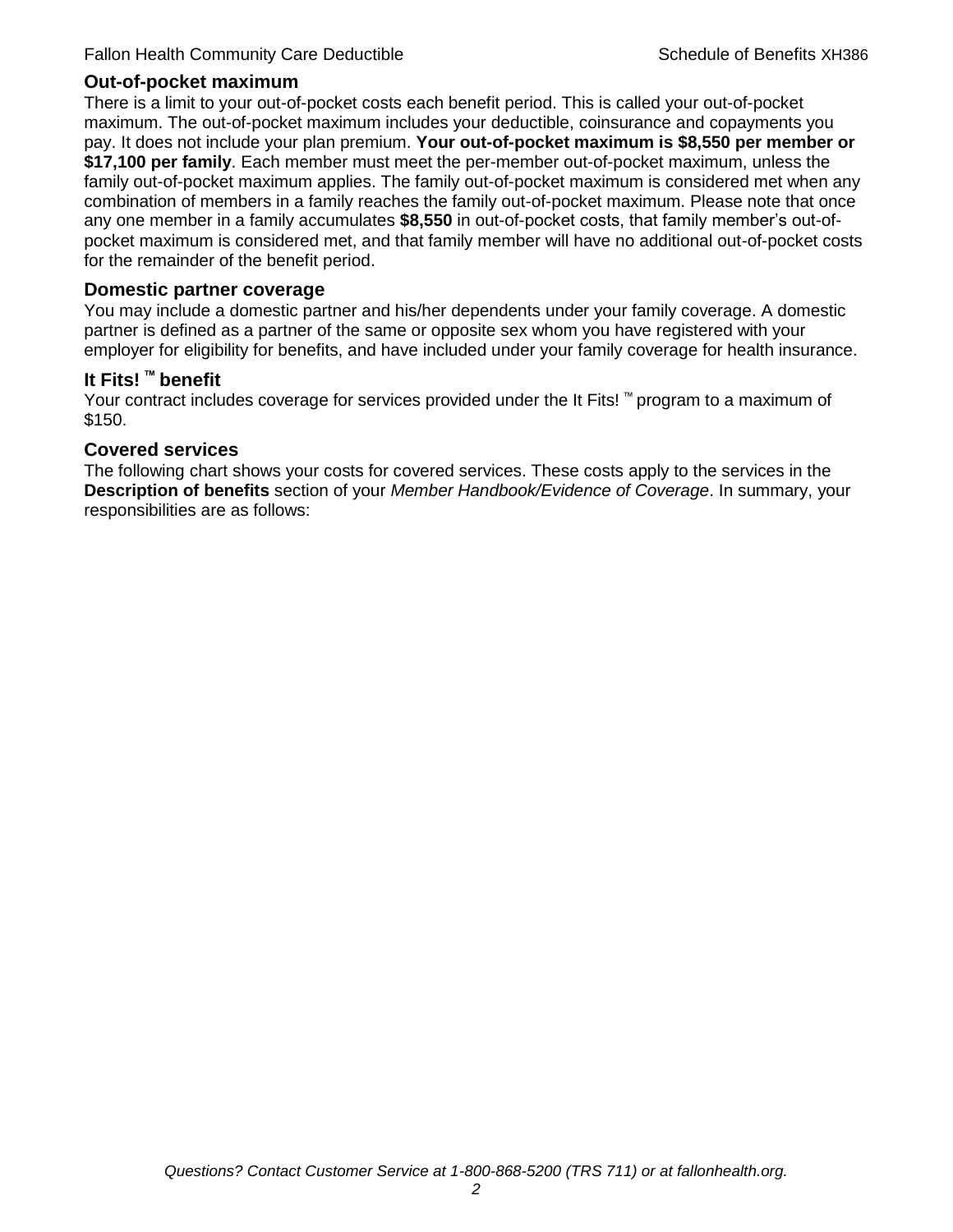## Out-of-pocket maximum

There is a limit to your out-of-pocket costs each benefit period. This is called your out-of-pocket maximum. The out-of-pocket maximum includes your deductible, coinsurance and copayments you pay. It does not include your plan premium. **Your out-of-pocket maximum is $8,550 per member or $17,100 per family**. Each member must meet the per-member out-of-pocket maximum, unless the family out-of-pocket maximum applies. The family out-of-pocket maximum is considered met when any combination of members in a family reaches the family out-of-pocket maximum. Please note that once any one member in a family accumulates **$8,550** in out-of-pocket costs, that family member's out-of-pocket maximum is considered met, and that family member will have no additional out-of-pocket costs for the remainder of the benefit period.

## Domestic partner coverage

You may include a domestic partner and his/her dependents under your family coverage. A domestic partner is defined as a partner of the same or opposite sex whom you have registered with your employer for eligibility for benefits, and have included under your family coverage for health insurance.

## It Fits! ™ benefit

Your contract includes coverage for services provided under the It Fits! ™ program to a maximum of $150.

## Covered services

The following chart shows your costs for covered services. These costs apply to the services in the **Description of benefits** section of your *Member Handbook/Evidence of Coverage*. In summary, your responsibilities are as follows: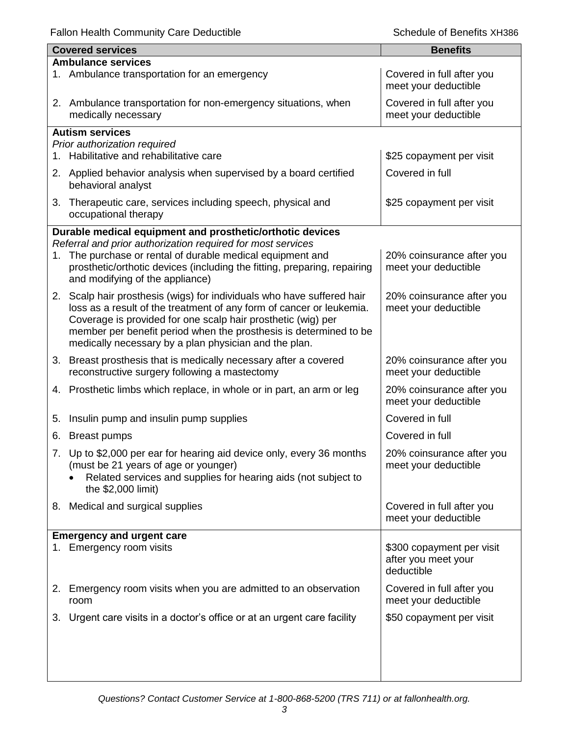| Covered services | Benefits |
|---|---|
| **Ambulance services** | |
| 1. Ambulance transportation for an emergency | Covered in full after you meet your deductible |
| 2. Ambulance transportation for non-emergency situations, when medically necessary | Covered in full after you meet your deductible |
| **Autism services**<br>*Prior authorization required* | |
| 1. Habilitative and rehabilitative care | $25 copayment per visit |
| 2. Applied behavior analysis when supervised by a board certified behavioral analyst | Covered in full |
| 3. Therapeutic care, services including speech, physical and occupational therapy | $25 copayment per visit |
| **Durable medical equipment and prosthetic/orthotic devices**<br>*Referral and prior authorization required for most services* | |
| 1. The purchase or rental of durable medical equipment and prosthetic/orthotic devices (including the fitting, preparing, repairing and modifying of the appliance) | 20% coinsurance after you meet your deductible |
| 2. Scalp hair prosthesis (wigs) for individuals who have suffered hair loss as a result of the treatment of any form of cancer or leukemia. Coverage is provided for one scalp hair prosthetic (wig) per member per benefit period when the prosthesis is determined to be medically necessary by a plan physician and the plan. | 20% coinsurance after you meet your deductible |
| 3. Breast prosthesis that is medically necessary after a covered reconstructive surgery following a mastectomy | 20% coinsurance after you meet your deductible |
| 4. Prosthetic limbs which replace, in whole or in part, an arm or leg | 20% coinsurance after you meet your deductible |
| 5. Insulin pump and insulin pump supplies | Covered in full |
| 6. Breast pumps | Covered in full |
| 7. Up to $2,000 per ear for hearing aid device only, every 36 months (must be 21 years of age or younger)<br>• Related services and supplies for hearing aids (not subject to the $2,000 limit) | 20% coinsurance after you meet your deductible |
| 8. Medical and surgical supplies | Covered in full after you meet your deductible |
| **Emergency and urgent care** | |
| 1. Emergency room visits | $300 copayment per visit after you meet your deductible |
| 2. Emergency room visits when you are admitted to an observation room | Covered in full after you meet your deductible |
| 3. Urgent care visits in a doctor's office or at an urgent care facility | $50 copayment per visit |

*Questions? Contact Customer Service at 1-800-868-5200 (TRS 711) or at fallonhealth.org.*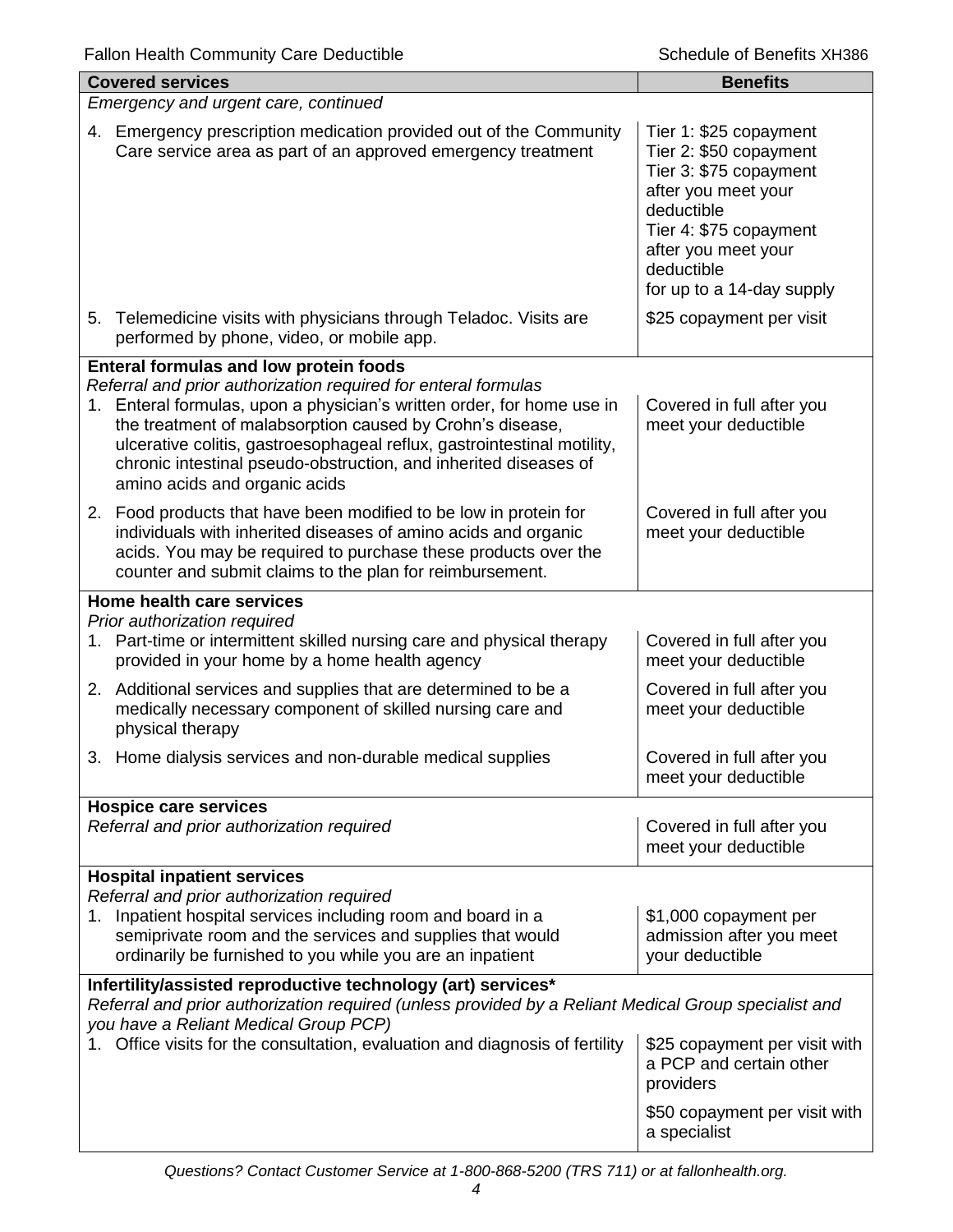| Covered services | Benefits |
| --- | --- |
| *Emergency and urgent care, continued* | |
| 4. Emergency prescription medication provided out of the Community Care service area as part of an approved emergency treatment | Tier 1: $25 copayment<br>Tier 2: $50 copayment<br>Tier 3: $75 copayment after you meet your deductible<br>Tier 4: $75 copayment after you meet your deductible<br>for up to a 14-day supply |
| 5. Telemedicine visits with physicians through Teladoc. Visits are performed by phone, video, or mobile app. | $25 copayment per visit |
| **Enteral formulas and low protein foods**<br>*Referral and prior authorization required for enteral formulas* | |
| 1. Enteral formulas, upon a physician's written order, for home use in the treatment of malabsorption caused by Crohn's disease, ulcerative colitis, gastroesophageal reflux, gastrointestinal motility, chronic intestinal pseudo-obstruction, and inherited diseases of amino acids and organic acids | Covered in full after you meet your deductible |
| 2. Food products that have been modified to be low in protein for individuals with inherited diseases of amino acids and organic acids. You may be required to purchase these products over the counter and submit claims to the plan for reimbursement. | Covered in full after you meet your deductible |
| **Home health care services**<br>*Prior authorization required* | |
| 1. Part-time or intermittent skilled nursing care and physical therapy provided in your home by a home health agency | Covered in full after you meet your deductible |
| 2. Additional services and supplies that are determined to be a medically necessary component of skilled nursing care and physical therapy | Covered in full after you meet your deductible |
| 3. Home dialysis services and non-durable medical supplies | Covered in full after you meet your deductible |
| **Hospice care services**<br>*Referral and prior authorization required* | Covered in full after you meet your deductible |
| **Hospital inpatient services**<br>*Referral and prior authorization required* | |
| 1. Inpatient hospital services including room and board in a semiprivate room and the services and supplies that would ordinarily be furnished to you while you are an inpatient | $1,000 copayment per admission after you meet your deductible |
| **Infertility/assisted reproductive technology (art) services***<br>*Referral and prior authorization required (unless provided by a Reliant Medical Group specialist and you have a Reliant Medical Group PCP)* | |
| 1. Office visits for the consultation, evaluation and diagnosis of fertility | $25 copayment per visit with a PCP and certain other providers<br><br>$50 copayment per visit with a specialist |

*Questions? Contact Customer Service at 1-800-868-5200 (TRS 711) or at fallonhealth.org.*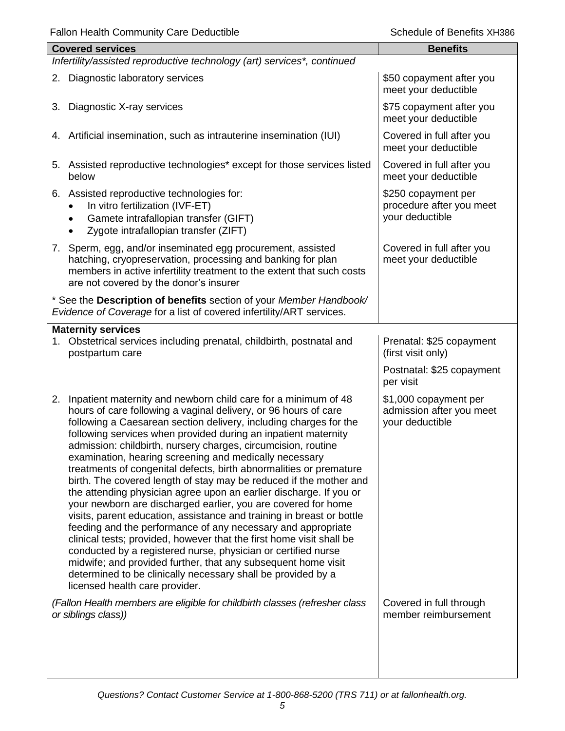| Covered services | Benefits |
|---|---|
| *Infertility/assisted reproductive technology (art) services\*, continued* | |
| 2. Diagnostic laboratory services | $50 copayment after you meet your deductible |
| 3. Diagnostic X-ray services | $75 copayment after you meet your deductible |
| 4. Artificial insemination, such as intrauterine insemination (IUI) | Covered in full after you meet your deductible |
| 5. Assisted reproductive technologies* except for those services listed below | Covered in full after you meet your deductible |
| 6. Assisted reproductive technologies for:<br>• In vitro fertilization (IVF-ET)<br>• Gamete intrafallopian transfer (GIFT)<br>• Zygote intrafallopian transfer (ZIFT) | $250 copayment per procedure after you meet your deductible |
| 7. Sperm, egg, and/or inseminated egg procurement, assisted hatching, cryopreservation, processing and banking for plan members in active infertility treatment to the extent that such costs are not covered by the donor's insurer | Covered in full after you meet your deductible |
| * See the **Description of benefits** section of your *Member Handbook/ Evidence of Coverage* for a list of covered infertility/ART services. | |
| **Maternity services**<br>1. Obstetrical services including prenatal, childbirth, postnatal and postpartum care | Prenatal: $25 copayment (first visit only)<br><br>Postnatal: $25 copayment per visit |
| 2. Inpatient maternity and newborn child care for a minimum of 48 hours of care following a vaginal delivery, or 96 hours of care following a Caesarean section delivery, including charges for the following services when provided during an inpatient maternity admission: childbirth, nursery charges, circumcision, routine examination, hearing screening and medically necessary treatments of congenital defects, birth abnormalities or premature birth. The covered length of stay may be reduced if the mother and the attending physician agree upon an earlier discharge. If you or your newborn are discharged earlier, you are covered for home visits, parent education, assistance and training in breast or bottle feeding and the performance of any necessary and appropriate clinical tests; provided, however that the first home visit shall be conducted by a registered nurse, physician or certified nurse midwife; and provided further, that any subsequent home visit determined to be clinically necessary shall be provided by a licensed health care provider. | $1,000 copayment per admission after you meet your deductible |
| *(Fallon Health members are eligible for childbirth classes (refresher class or siblings class))* | Covered in full through member reimbursement |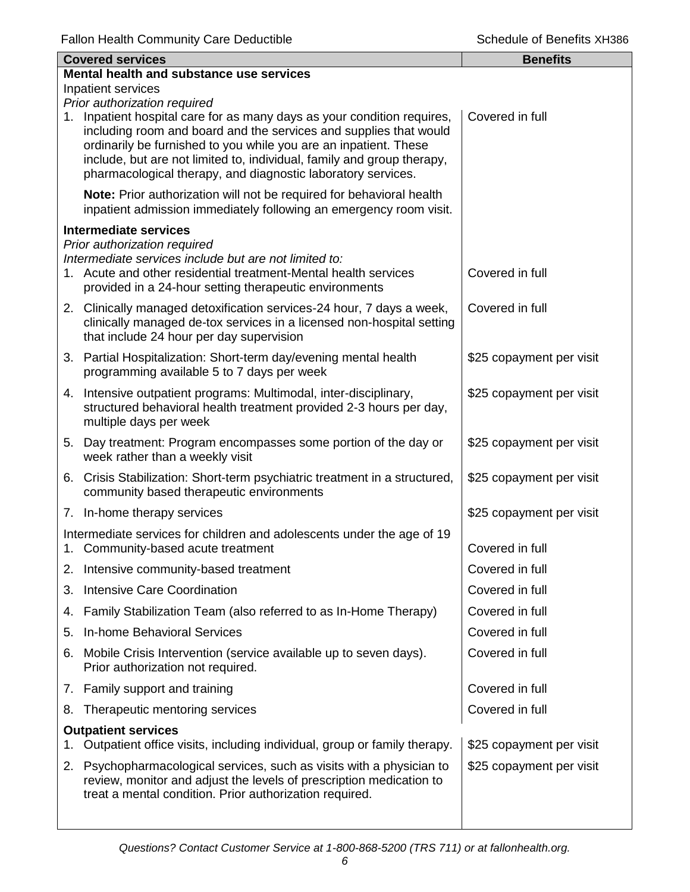| Covered services | Benefits |
|---|---|
| **Mental health and substance use services** | |
| Inpatient services | |
| *Prior authorization required* | |
| 1. Inpatient hospital care for as many days as your condition requires, including room and board and the services and supplies that would ordinarily be furnished to you while you are an inpatient. These include, but are not limited to, individual, family and group therapy, pharmacological therapy, and diagnostic laboratory services. | Covered in full |
| **Note:** Prior authorization will not be required for behavioral health inpatient admission immediately following an emergency room visit. | |
| **Intermediate services** | |
| *Prior authorization required* | |
| *Intermediate services include but are not limited to:* | |
| 1. Acute and other residential treatment-Mental health services provided in a 24-hour setting therapeutic environments | Covered in full |
| 2. Clinically managed detoxification services-24 hour, 7 days a week, clinically managed de-tox services in a licensed non-hospital setting that include 24 hour per day supervision | Covered in full |
| 3. Partial Hospitalization: Short-term day/evening mental health programming available 5 to 7 days per week | $25 copayment per visit |
| 4. Intensive outpatient programs: Multimodal, inter-disciplinary, structured behavioral health treatment provided 2-3 hours per day, multiple days per week | $25 copayment per visit |
| 5. Day treatment: Program encompasses some portion of the day or week rather than a weekly visit | $25 copayment per visit |
| 6. Crisis Stabilization: Short-term psychiatric treatment in a structured, community based therapeutic environments | $25 copayment per visit |
| 7. In-home therapy services | $25 copayment per visit |
| Intermediate services for children and adolescents under the age of 19 | |
| 1. Community-based acute treatment | Covered in full |
| 2. Intensive community-based treatment | Covered in full |
| 3. Intensive Care Coordination | Covered in full |
| 4. Family Stabilization Team (also referred to as In-Home Therapy) | Covered in full |
| 5. In-home Behavioral Services | Covered in full |
| 6. Mobile Crisis Intervention (service available up to seven days). Prior authorization not required. | Covered in full |
| 7. Family support and training | Covered in full |
| 8. Therapeutic mentoring services | Covered in full |
| **Outpatient services** | |
| 1. Outpatient office visits, including individual, group or family therapy. | $25 copayment per visit |
| 2. Psychopharmacological services, such as visits with a physician to review, monitor and adjust the levels of prescription medication to treat a mental condition. Prior authorization required. | $25 copayment per visit |

*Questions? Contact Customer Service at 1-800-868-5200 (TRS 711) or at fallonhealth.org.*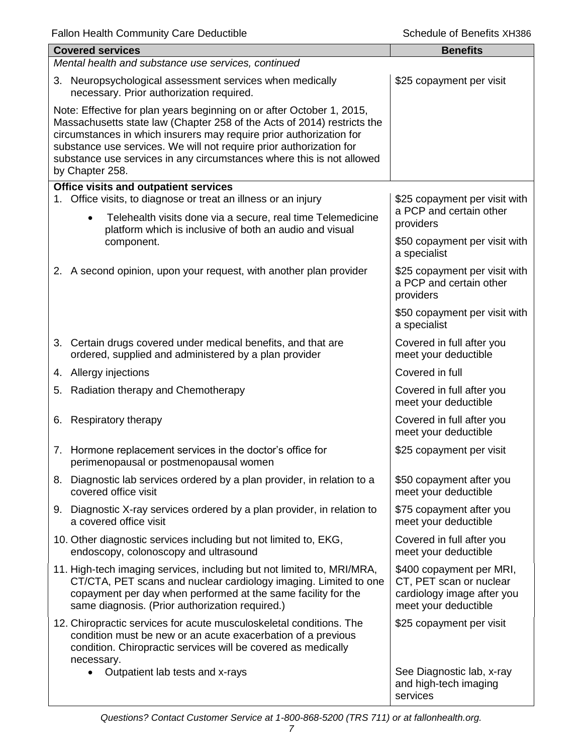| Covered services | Benefits |
|---|---|
| *Mental health and substance use services, continued* | |
| 3. Neuropsychological assessment services when medically necessary. Prior authorization required. | $25 copayment per visit |
| Note: Effective for plan years beginning on or after October 1, 2015, Massachusetts state law (Chapter 258 of the Acts of 2014) restricts the circumstances in which insurers may require prior authorization for substance use services. We will not require prior authorization for substance use services in any circumstances where this is not allowed by Chapter 258. | |
| **Office visits and outpatient services** | |
| 1. Office visits, to diagnose or treat an illness or an injury<br>• Telehealth visits done via a secure, real time Telemedicine platform which is inclusive of both an audio and visual component. | $25 copayment per visit with a PCP and certain other providers<br><br>$50 copayment per visit with a specialist |
| 2. A second opinion, upon your request, with another plan provider | $25 copayment per visit with a PCP and certain other providers<br><br>$50 copayment per visit with a specialist |
| 3. Certain drugs covered under medical benefits, and that are ordered, supplied and administered by a plan provider | Covered in full after you meet your deductible |
| 4. Allergy injections | Covered in full |
| 5. Radiation therapy and Chemotherapy | Covered in full after you meet your deductible |
| 6. Respiratory therapy | Covered in full after you meet your deductible |
| 7. Hormone replacement services in the doctor's office for perimenopausal or postmenopausal women | $25 copayment per visit |
| 8. Diagnostic lab services ordered by a plan provider, in relation to a covered office visit | $50 copayment after you meet your deductible |
| 9. Diagnostic X-ray services ordered by a plan provider, in relation to a covered office visit | $75 copayment after you meet your deductible |
| 10. Other diagnostic services including but not limited to, EKG, endoscopy, colonoscopy and ultrasound | Covered in full after you meet your deductible |
| 11. High-tech imaging services, including but not limited to, MRI/MRA, CT/CTA, PET scans and nuclear cardiology imaging. Limited to one copayment per day when performed at the same facility for the same diagnosis. (Prior authorization required.) | $400 copayment per MRI, CT, PET scan or nuclear cardiology image after you meet your deductible |
| 12. Chiropractic services for acute musculoskeletal conditions. The condition must be new or an acute exacerbation of a previous condition. Chiropractic services will be covered as medically necessary. | $25 copayment per visit |
| • Outpatient lab tests and x-rays | See Diagnostic lab, x-ray and high-tech imaging services |

*Questions? Contact Customer Service at 1-800-868-5200 (TRS 711) or at fallonhealth.org.*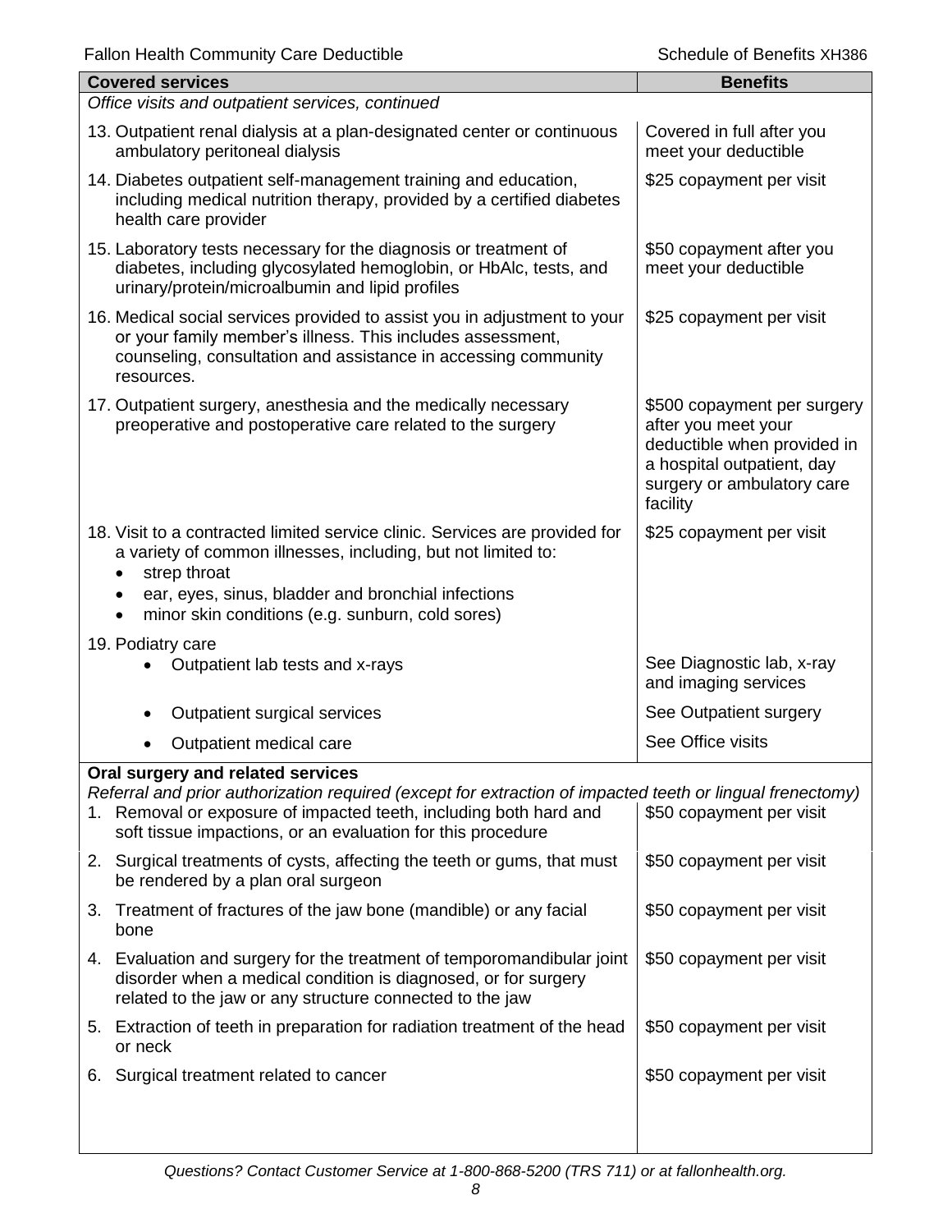| Covered services | Benefits |
|---|---|
| *Office visits and outpatient services, continued* | |
| 13. Outpatient renal dialysis at a plan-designated center or continuous ambulatory peritoneal dialysis | Covered in full after you meet your deductible |
| 14. Diabetes outpatient self-management training and education, including medical nutrition therapy, provided by a certified diabetes health care provider | \$25 copayment per visit |
| 15. Laboratory tests necessary for the diagnosis or treatment of diabetes, including glycosylated hemoglobin, or HbAlc, tests, and urinary/protein/microalbumin and lipid profiles | \$50 copayment after you meet your deductible |
| 16. Medical social services provided to assist you in adjustment to your or your family member's illness. This includes assessment, counseling, consultation and assistance in accessing community resources. | \$25 copayment per visit |
| 17. Outpatient surgery, anesthesia and the medically necessary preoperative and postoperative care related to the surgery | \$500 copayment per surgery after you meet your deductible when provided in a hospital outpatient, day surgery or ambulatory care facility |
| 18. Visit to a contracted limited service clinic. Services are provided for a variety of common illnesses, including, but not limited to: <br>• strep throat <br>• ear, eyes, sinus, bladder and bronchial infections <br>• minor skin conditions (e.g. sunburn, cold sores) | \$25 copayment per visit |
| 19. Podiatry care | |
| • Outpatient lab tests and x-rays | See Diagnostic lab, x-ray and imaging services |
| • Outpatient surgical services | See Outpatient surgery |
| • Outpatient medical care | See Office visits |
| **Oral surgery and related services** <br>*Referral and prior authorization required (except for extraction of impacted teeth or lingual frenectomy)* | |
| 1. Removal or exposure of impacted teeth, including both hard and soft tissue impactions, or an evaluation for this procedure | \$50 copayment per visit |
| 2. Surgical treatments of cysts, affecting the teeth or gums, that must be rendered by a plan oral surgeon | \$50 copayment per visit |
| 3. Treatment of fractures of the jaw bone (mandible) or any facial bone | \$50 copayment per visit |
| 4. Evaluation and surgery for the treatment of temporomandibular joint disorder when a medical condition is diagnosed, or for surgery related to the jaw or any structure connected to the jaw | \$50 copayment per visit |
| 5. Extraction of teeth in preparation for radiation treatment of the head or neck | \$50 copayment per visit |
| 6. Surgical treatment related to cancer | \$50 copayment per visit |

*Questions? Contact Customer Service at 1-800-868-5200 (TRS 711) or at fallonhealth.org.*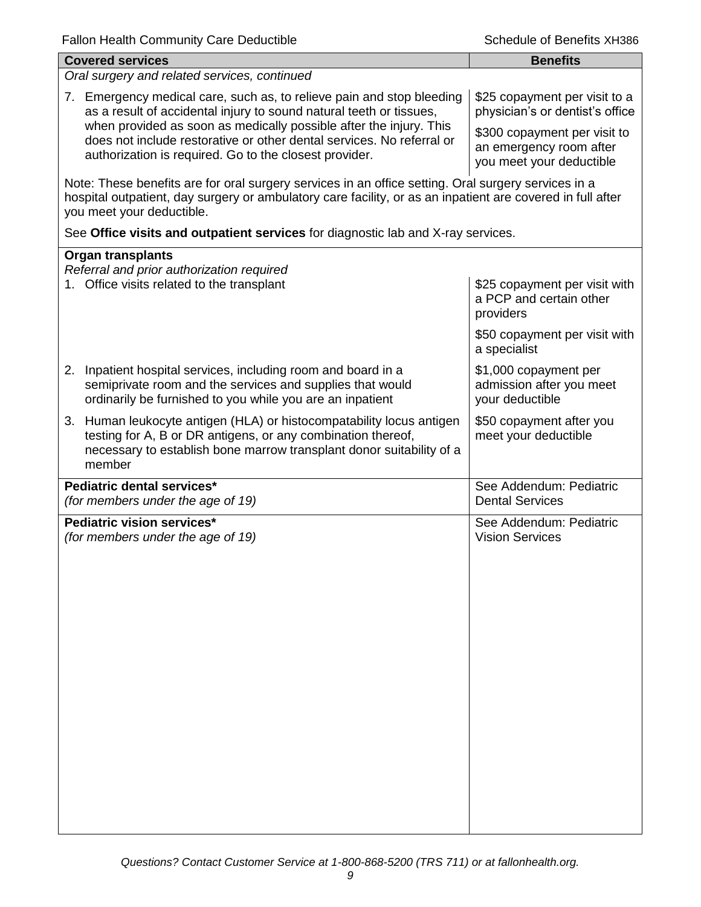| Covered services | Benefits |
| --- | --- |
| *Oral surgery and related services, continued* | |
| 7. Emergency medical care, such as, to relieve pain and stop bleeding as a result of accidental injury to sound natural teeth or tissues, when provided as soon as medically possible after the injury. This does not include restorative or other dental services. No referral or authorization is required. Go to the closest provider. | \$25 copayment per visit to a physician's or dentist's office<br><br>\$300 copayment per visit to an emergency room after you meet your deductible |
| Note: These benefits are for oral surgery services in an office setting. Oral surgery services in a hospital outpatient, day surgery or ambulatory care facility, or as an inpatient are covered in full after you meet your deductible.<br><br>See **Office visits and outpatient services** for diagnostic lab and X-ray services. | |
| **Organ transplants**<br>*Referral and prior authorization required* | |
| 1. Office visits related to the transplant | \$25 copayment per visit with a PCP and certain other providers<br><br>\$50 copayment per visit with a specialist |
| 2. Inpatient hospital services, including room and board in a semiprivate room and the services and supplies that would ordinarily be furnished to you while you are an inpatient | \$1,000 copayment per admission after you meet your deductible |
| 3. Human leukocyte antigen (HLA) or histocompatability locus antigen testing for A, B or DR antigens, or any combination thereof, necessary to establish bone marrow transplant donor suitability of a member | \$50 copayment after you meet your deductible |
| **Pediatric dental services***<br>*(for members under the age of 19)* | See Addendum: Pediatric Dental Services |
| **Pediatric vision services***<br>*(for members under the age of 19)* | See Addendum: Pediatric Vision Services |

*Questions? Contact Customer Service at 1-800-868-5200 (TRS 711) or at fallonhealth.org.*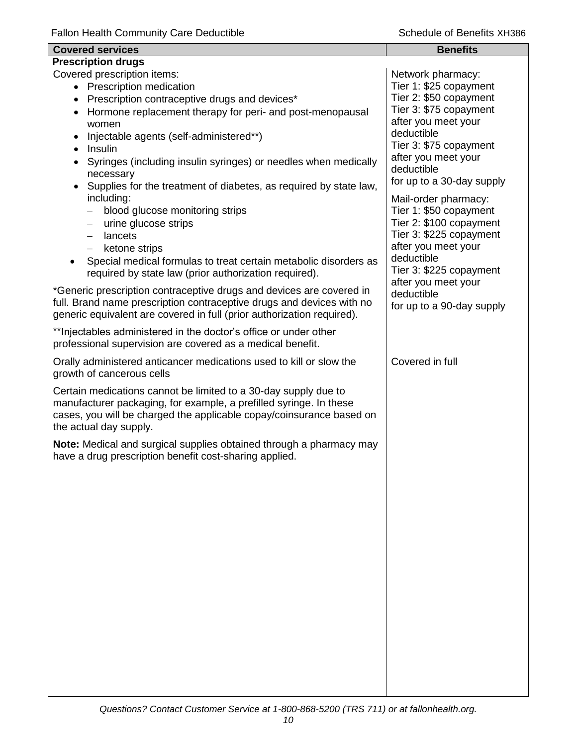| Covered services | Benefits |
|---|---|
| **Prescription drugs** | |
| Covered prescription items:<br>• Prescription medication<br>• Prescription contraceptive drugs and devices*<br>• Hormone replacement therapy for peri- and post-menopausal women<br>• Injectable agents (self-administered**)<br>• Insulin<br>• Syringes (including insulin syringes) or needles when medically necessary<br>• Supplies for the treatment of diabetes, as required by state law, including:<br>  – blood glucose monitoring strips<br>  – urine glucose strips<br>  – lancets<br>  – ketone strips<br>• Special medical formulas to treat certain metabolic disorders as required by state law (prior authorization required).<br><br>*Generic prescription contraceptive drugs and devices are covered in full. Brand name prescription contraceptive drugs and devices with no generic equivalent are covered in full (prior authorization required).<br><br>**Injectables administered in the doctor's office or under other professional supervision are covered as a medical benefit. | Network pharmacy:<br>Tier 1: $25 copayment<br>Tier 2: $50 copayment<br>Tier 3: $75 copayment after you meet your deductible<br>Tier 3: $75 copayment after you meet your deductible<br>for up to a 30-day supply<br><br>Mail-order pharmacy:<br>Tier 1: $50 copayment<br>Tier 2: $100 copayment<br>Tier 3: $225 copayment after you meet your deductible<br>Tier 3: $225 copayment after you meet your deductible<br>for up to a 90-day supply |
| Orally administered anticancer medications used to kill or slow the growth of cancerous cells<br><br>Certain medications cannot be limited to a 30-day supply due to manufacturer packaging, for example, a prefilled syringe. In these cases, you will be charged the applicable copay/coinsurance based on the actual day supply.<br><br>**Note:** Medical and surgical supplies obtained through a pharmacy may have a drug prescription benefit cost-sharing applied. | Covered in full |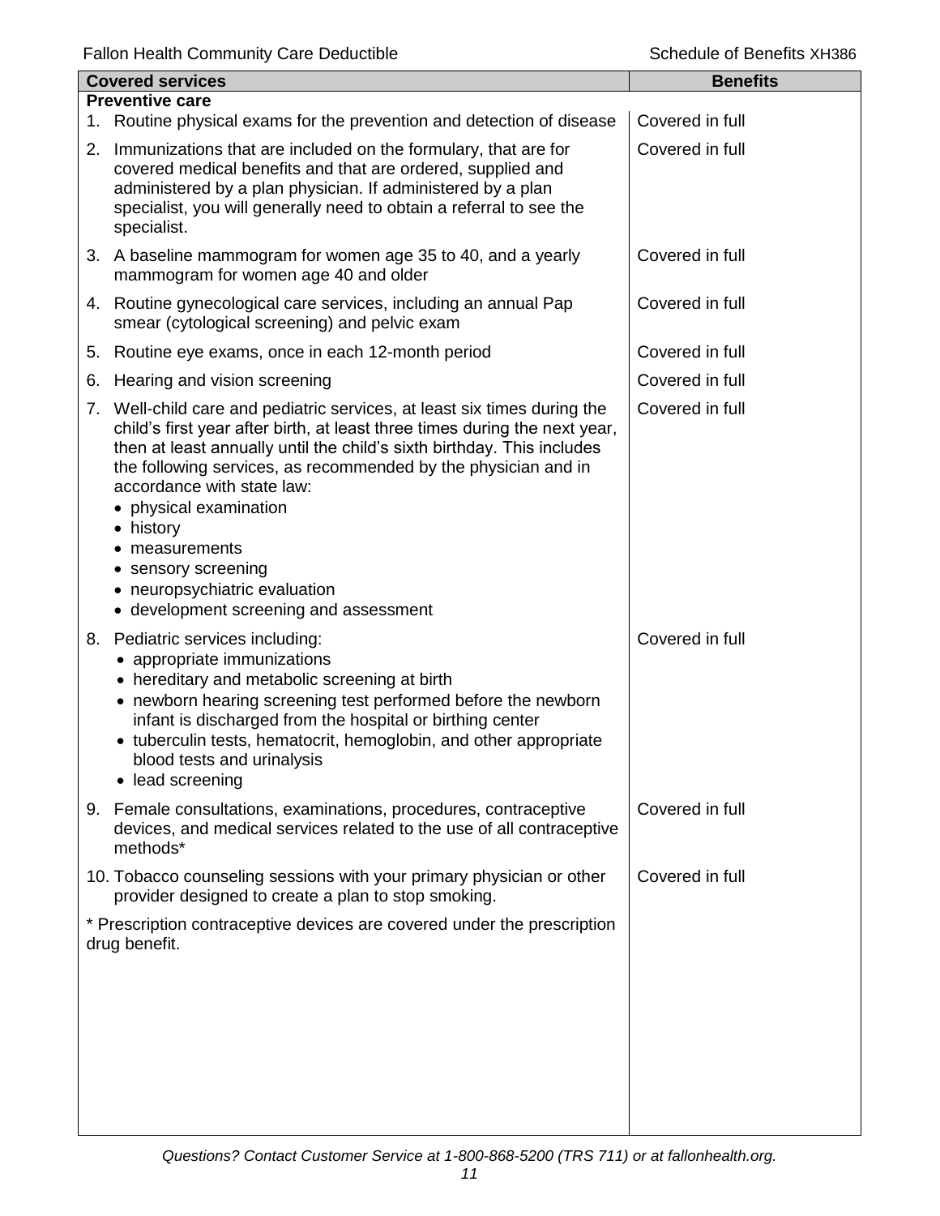| Covered services | Benefits |
|---|---|
| **Preventive care** | |
| 1. Routine physical exams for the prevention and detection of disease | Covered in full |
| 2. Immunizations that are included on the formulary, that are for covered medical benefits and that are ordered, supplied and administered by a plan physician. If administered by a plan specialist, you will generally need to obtain a referral to see the specialist. | Covered in full |
| 3. A baseline mammogram for women age 35 to 40, and a yearly mammogram for women age 40 and older | Covered in full |
| 4. Routine gynecological care services, including an annual Pap smear (cytological screening) and pelvic exam | Covered in full |
| 5. Routine eye exams, once in each 12-month period | Covered in full |
| 6. Hearing and vision screening | Covered in full |
| 7. Well-child care and pediatric services, at least six times during the child's first year after birth, at least three times during the next year, then at least annually until the child's sixth birthday. This includes the following services, as recommended by the physician and in accordance with state law:<br>• physical examination<br>• history<br>• measurements<br>• sensory screening<br>• neuropsychiatric evaluation<br>• development screening and assessment | Covered in full |
| 8. Pediatric services including:<br>• appropriate immunizations<br>• hereditary and metabolic screening at birth<br>• newborn hearing screening test performed before the newborn infant is discharged from the hospital or birthing center<br>• tuberculin tests, hematocrit, hemoglobin, and other appropriate blood tests and urinalysis<br>• lead screening | Covered in full |
| 9. Female consultations, examinations, procedures, contraceptive devices, and medical services related to the use of all contraceptive methods* | Covered in full |
| 10. Tobacco counseling sessions with your primary physician or other provider designed to create a plan to stop smoking. | Covered in full |
| * Prescription contraceptive devices are covered under the prescription drug benefit. | |

*Questions? Contact Customer Service at 1-800-868-5200 (TRS 711) or at fallonhealth.org.*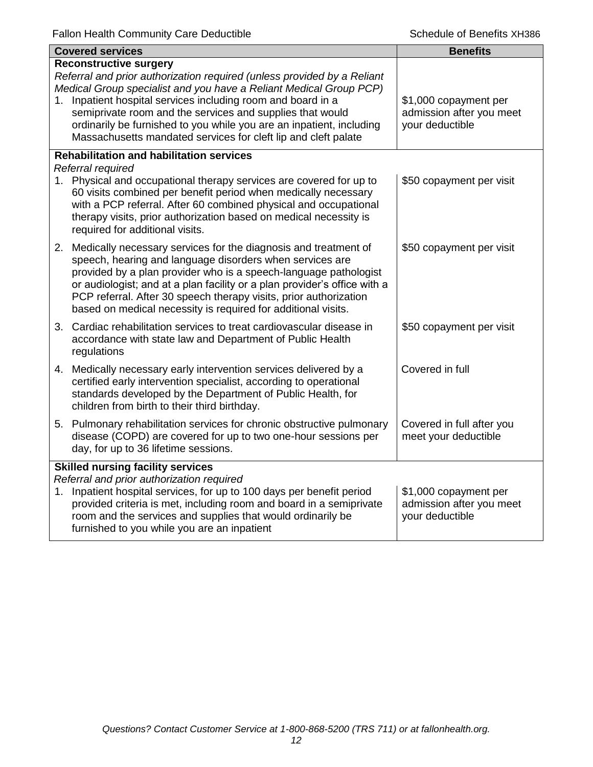| Covered services | Benefits |
|---|---|
| **Reconstructive surgery**<br>*Referral and prior authorization required (unless provided by a Reliant Medical Group specialist and you have a Reliant Medical Group PCP)*<br>1. Inpatient hospital services including room and board in a semiprivate room and the services and supplies that would ordinarily be furnished to you while you are an inpatient, including Massachusetts mandated services for cleft lip and cleft palate | $1,000 copayment per admission after you meet your deductible |
| **Rehabilitation and habilitation services**<br>*Referral required*<br>1. Physical and occupational therapy services are covered for up to 60 visits combined per benefit period when medically necessary with a PCP referral. After 60 combined physical and occupational therapy visits, prior authorization based on medical necessity is required for additional visits. | $50 copayment per visit |
| 2. Medically necessary services for the diagnosis and treatment of speech, hearing and language disorders when services are provided by a plan provider who is a speech-language pathologist or audiologist; and at a plan facility or a plan provider's office with a PCP referral. After 30 speech therapy visits, prior authorization based on medical necessity is required for additional visits. | $50 copayment per visit |
| 3. Cardiac rehabilitation services to treat cardiovascular disease in accordance with state law and Department of Public Health regulations | $50 copayment per visit |
| 4. Medically necessary early intervention services delivered by a certified early intervention specialist, according to operational standards developed by the Department of Public Health, for children from birth to their third birthday. | Covered in full |
| 5. Pulmonary rehabilitation services for chronic obstructive pulmonary disease (COPD) are covered for up to two one-hour sessions per day, for up to 36 lifetime sessions. | Covered in full after you meet your deductible |
| **Skilled nursing facility services**<br>*Referral and prior authorization required*<br>1. Inpatient hospital services, for up to 100 days per benefit period provided criteria is met, including room and board in a semiprivate room and the services and supplies that would ordinarily be furnished to you while you are an inpatient | $1,000 copayment per admission after you meet your deductible |

*Questions? Contact Customer Service at 1-800-868-5200 (TRS 711) or at fallonhealth.org.*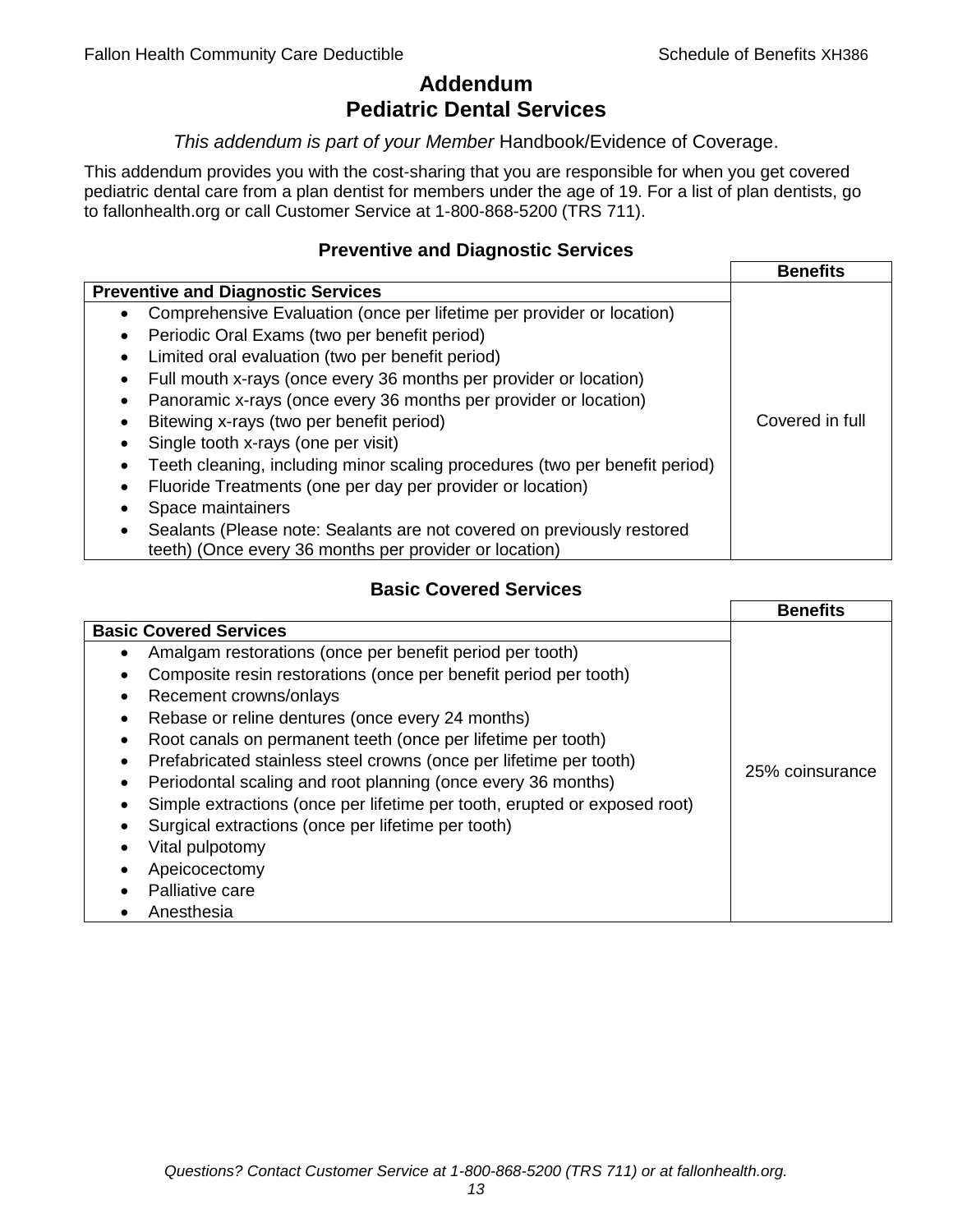# Addendum
# Pediatric Dental Services

*This addendum is part of your Member* Handbook/Evidence of Coverage.

This addendum provides you with the cost-sharing that you are responsible for when you get covered pediatric dental care from a plan dentist for members under the age of 19. For a list of plan dentists, go to fallonhealth.org or call Customer Service at 1-800-868-5200 (TRS 711).

### Preventive and Diagnostic Services

| | **Benefits** |
|---|---|
| **Preventive and Diagnostic Services** | |
| • Comprehensive Evaluation (once per lifetime per provider or location)<br>• Periodic Oral Exams (two per benefit period)<br>• Limited oral evaluation (two per benefit period)<br>• Full mouth x-rays (once every 36 months per provider or location)<br>• Panoramic x-rays (once every 36 months per provider or location)<br>• Bitewing x-rays (two per benefit period)<br>• Single tooth x-rays (one per visit)<br>• Teeth cleaning, including minor scaling procedures (two per benefit period)<br>• Fluoride Treatments (one per day per provider or location)<br>• Space maintainers<br>• Sealants (Please note: Sealants are not covered on previously restored teeth) (Once every 36 months per provider or location) | Covered in full |

### Basic Covered Services

| | **Benefits** |
|---|---|
| **Basic Covered Services** | |
| • Amalgam restorations (once per benefit period per tooth)<br>• Composite resin restorations (once per benefit period per tooth)<br>• Recement crowns/onlays<br>• Rebase or reline dentures (once every 24 months)<br>• Root canals on permanent teeth (once per lifetime per tooth)<br>• Prefabricated stainless steel crowns (once per lifetime per tooth)<br>• Periodontal scaling and root planning (once every 36 months)<br>• Simple extractions (once per lifetime per tooth, erupted or exposed root)<br>• Surgical extractions (once per lifetime per tooth)<br>• Vital pulpotomy<br>• Apeicocectomy<br>• Palliative care<br>• Anesthesia | 25% coinsurance |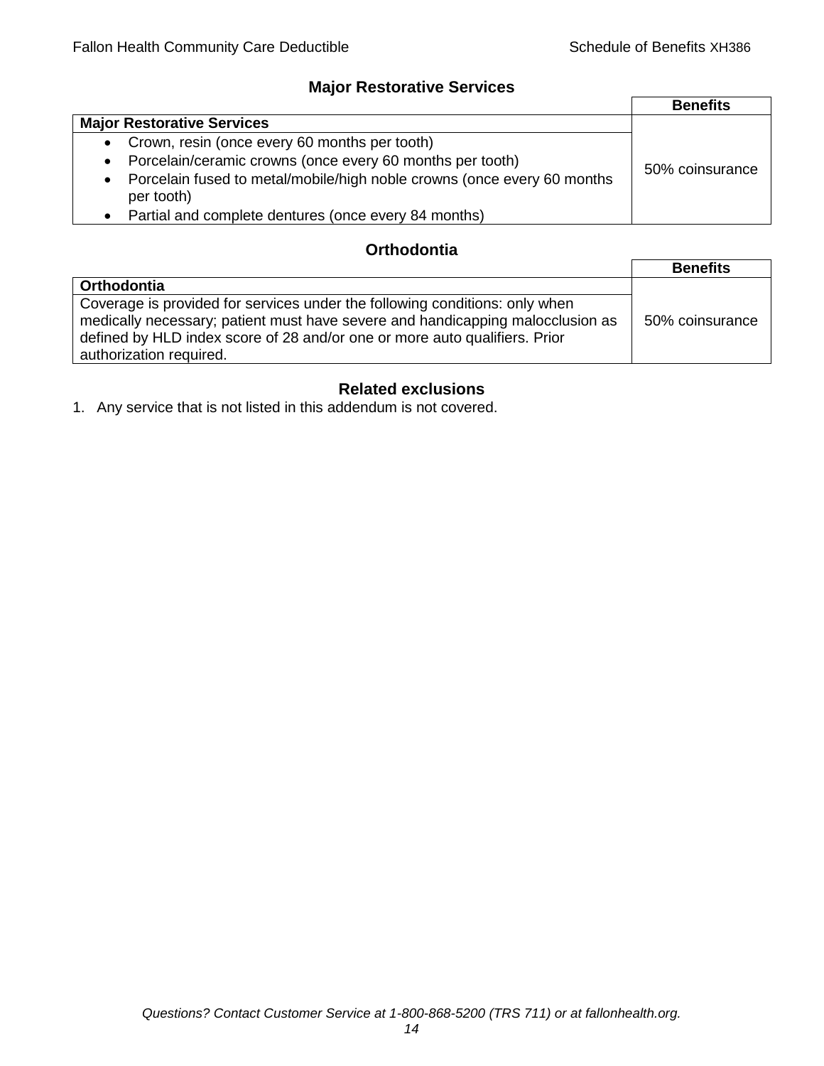## Major Restorative Services

| | Benefits |
|---|---|
| **Major Restorative Services** | |
| • Crown, resin (once every 60 months per tooth)<br>• Porcelain/ceramic crowns (once every 60 months per tooth)<br>• Porcelain fused to metal/mobile/high noble crowns (once every 60 months per tooth)<br>• Partial and complete dentures (once every 84 months) | 50% coinsurance |

## Orthodontia

| | Benefits |
|---|---|
| **Orthodontia** | |
| Coverage is provided for services under the following conditions: only when medically necessary; patient must have severe and handicapping malocclusion as defined by HLD index score of 28 and/or one or more auto qualifiers. Prior authorization required. | 50% coinsurance |

## Related exclusions

1. Any service that is not listed in this addendum is not covered.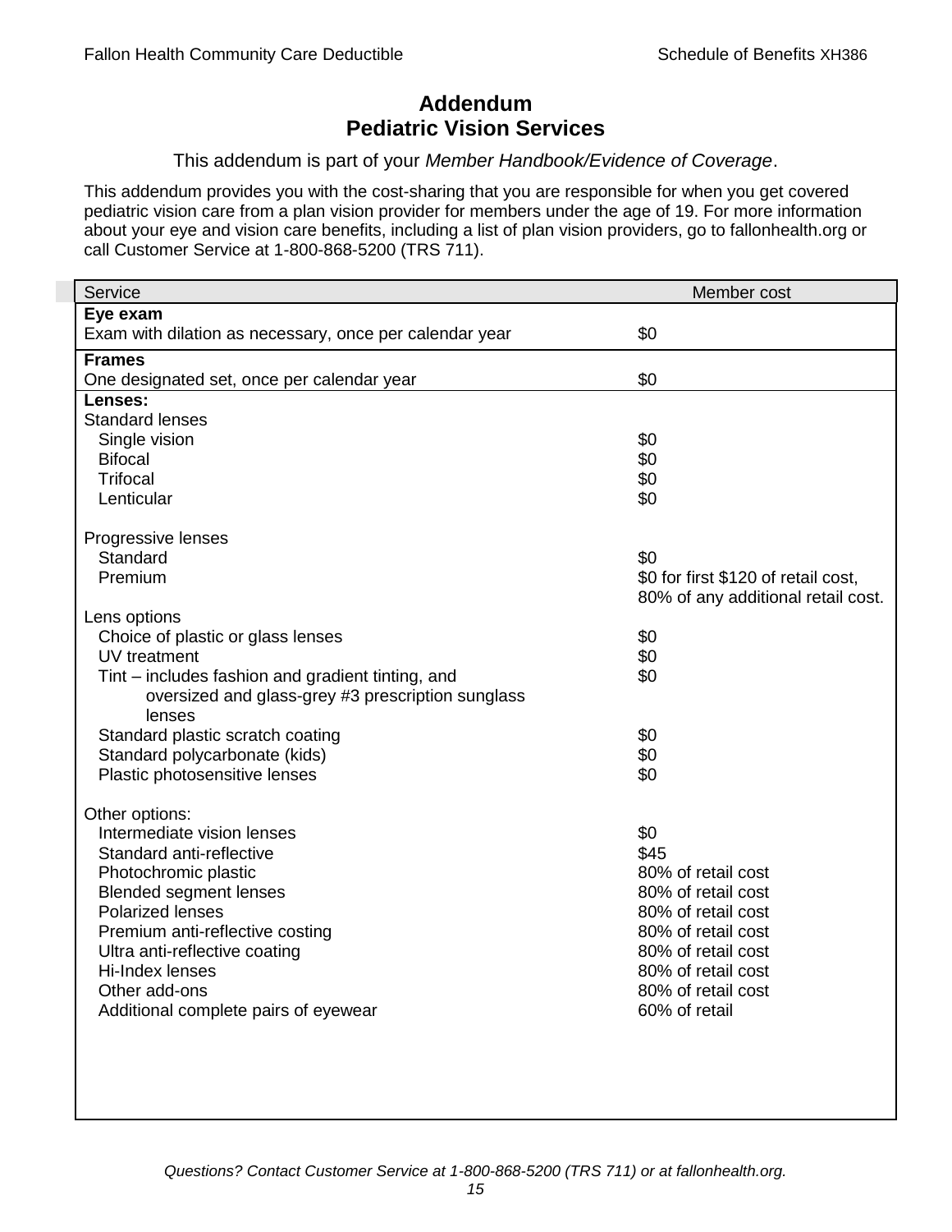# Addendum
# Pediatric Vision Services

This addendum is part of your *Member Handbook/Evidence of Coverage*.

This addendum provides you with the cost-sharing that you are responsible for when you get covered pediatric vision care from a plan vision provider for members under the age of 19. For more information about your eye and vision care benefits, including a list of plan vision providers, go to fallonhealth.org or call Customer Service at 1-800-868-5200 (TRS 711).

| Service | Member cost |
|---|---|
| **Eye exam** | |
| Exam with dilation as necessary, once per calendar year | $0 |
| **Frames** | |
| One designated set, once per calendar year | $0 |
| **Lenses:** | |
| Standard lenses | |
| Single vision | $0 |
| Bifocal | $0 |
| Trifocal | $0 |
| Lenticular | $0 |
| Progressive lenses | |
| Standard | $0 |
| Premium | $0 for first $120 of retail cost, 80% of any additional retail cost. |
| Lens options | |
| Choice of plastic or glass lenses | $0 |
| UV treatment | $0 |
| Tint – includes fashion and gradient tinting, and oversized and glass-grey #3 prescription sunglass lenses | $0 |
| Standard plastic scratch coating | $0 |
| Standard polycarbonate (kids) | $0 |
| Plastic photosensitive lenses | $0 |
| Other options: | |
| Intermediate vision lenses | $0 |
| Standard anti-reflective | $45 |
| Photochromic plastic | 80% of retail cost |
| Blended segment lenses | 80% of retail cost |
| Polarized lenses | 80% of retail cost |
| Premium anti-reflective costing | 80% of retail cost |
| Ultra anti-reflective coating | 80% of retail cost |
| Hi-Index lenses | 80% of retail cost |
| Other add-ons | 80% of retail cost |
| Additional complete pairs of eyewear | 60% of retail |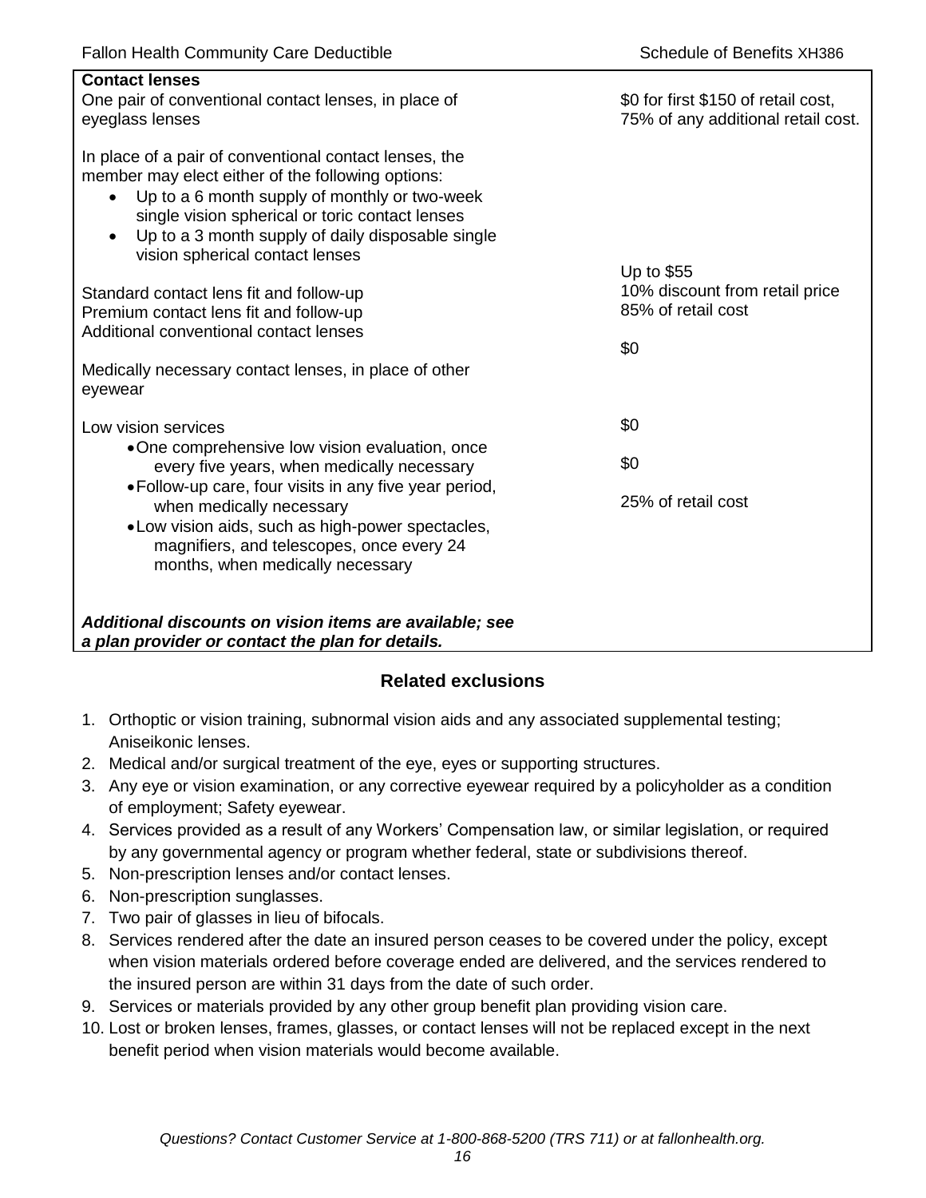| **Contact lenses** | |
|---|---|
| One pair of conventional contact lenses, in place of eyeglass lenses | \$0 for first \$150 of retail cost, 75% of any additional retail cost. |
| In place of a pair of conventional contact lenses, the member may elect either of the following options:<br>• Up to a 6 month supply of monthly or two-week single vision spherical or toric contact lenses<br>• Up to a 3 month supply of daily disposable single vision spherical contact lenses | |
| Standard contact lens fit and follow-up | Up to \$55 |
| Premium contact lens fit and follow-up | 10% discount from retail price |
| Additional conventional contact lenses | 85% of retail cost |
| Medically necessary contact lenses, in place of other eyewear | \$0 |
| Low vision services | |
| • One comprehensive low vision evaluation, once every five years, when medically necessary | \$0 |
| • Follow-up care, four visits in any five year period, when medically necessary | \$0 |
| • Low vision aids, such as high-power spectacles, magnifiers, and telescopes, once every 24 months, when medically necessary | 25% of retail cost |
| ***Additional discounts on vision items are available; see a plan provider or contact the plan for details.*** | |

## Related exclusions

1. Orthoptic or vision training, subnormal vision aids and any associated supplemental testing; Aniseikonic lenses.
2. Medical and/or surgical treatment of the eye, eyes or supporting structures.
3. Any eye or vision examination, or any corrective eyewear required by a policyholder as a condition of employment; Safety eyewear.
4. Services provided as a result of any Workers' Compensation law, or similar legislation, or required by any governmental agency or program whether federal, state or subdivisions thereof.
5. Non-prescription lenses and/or contact lenses.
6. Non-prescription sunglasses.
7. Two pair of glasses in lieu of bifocals.
8. Services rendered after the date an insured person ceases to be covered under the policy, except when vision materials ordered before coverage ended are delivered, and the services rendered to the insured person are within 31 days from the date of such order.
9. Services or materials provided by any other group benefit plan providing vision care.
10. Lost or broken lenses, frames, glasses, or contact lenses will not be replaced except in the next benefit period when vision materials would become available.

*Questions? Contact Customer Service at 1-800-868-5200 (TRS 711) or at fallonhealth.org.*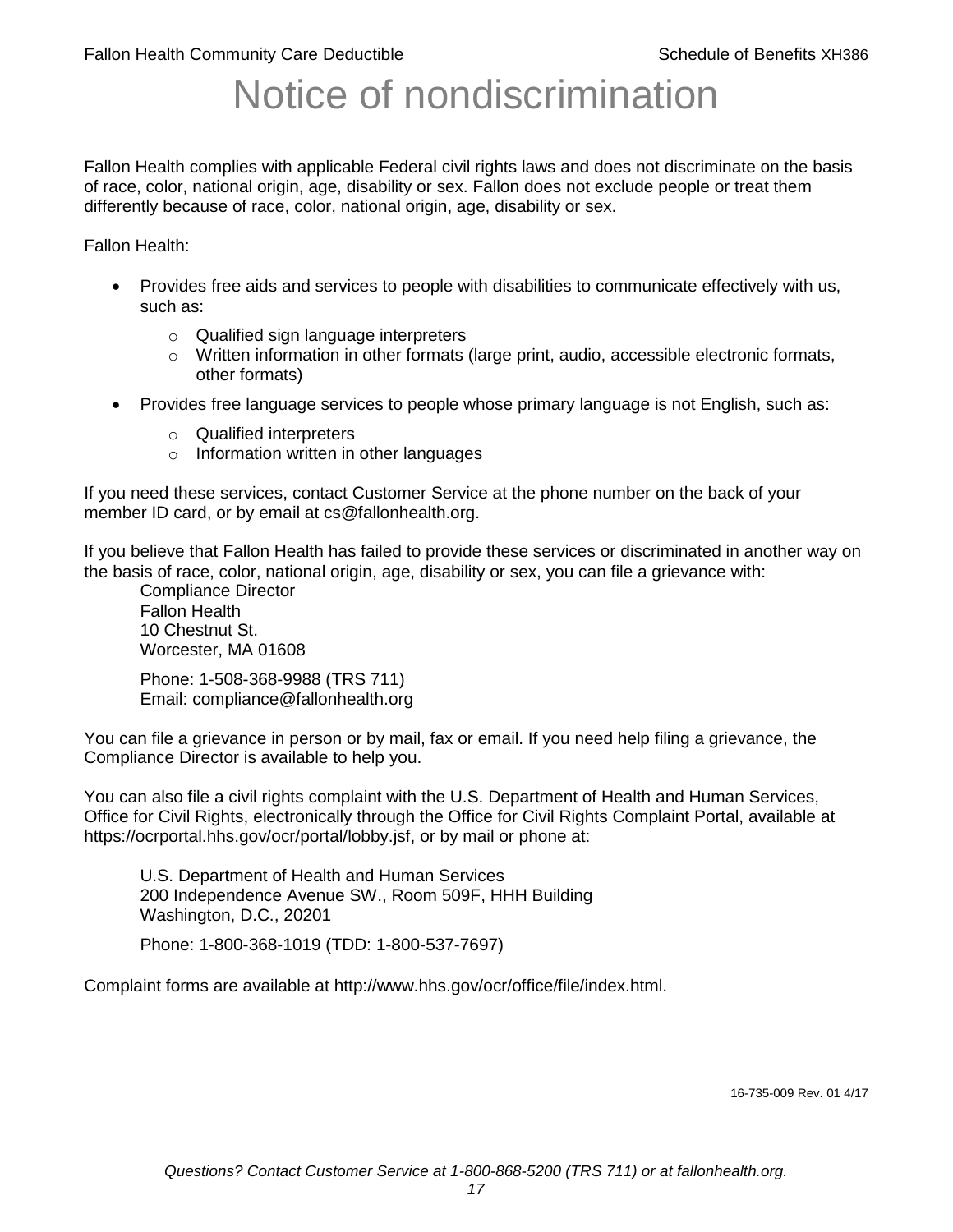# Notice of nondiscrimination

Fallon Health complies with applicable Federal civil rights laws and does not discriminate on the basis of race, color, national origin, age, disability or sex. Fallon does not exclude people or treat them differently because of race, color, national origin, age, disability or sex.

Fallon Health:

- Provides free aids and services to people with disabilities to communicate effectively with us, such as:
    - Qualified sign language interpreters
    - Written information in other formats (large print, audio, accessible electronic formats, other formats)
- Provides free language services to people whose primary language is not English, such as:
    - Qualified interpreters
    - Information written in other languages

If you need these services, contact Customer Service at the phone number on the back of your member ID card, or by email at cs@fallonhealth.org.

If you believe that Fallon Health has failed to provide these services or discriminated in another way on the basis of race, color, national origin, age, disability or sex, you can file a grievance with:

Compliance Director
Fallon Health
10 Chestnut St.
Worcester, MA 01608

Phone: 1-508-368-9988 (TRS 711)
Email: compliance@fallonhealth.org

You can file a grievance in person or by mail, fax or email. If you need help filing a grievance, the Compliance Director is available to help you.

You can also file a civil rights complaint with the U.S. Department of Health and Human Services, Office for Civil Rights, electronically through the Office for Civil Rights Complaint Portal, available at https://ocrportal.hhs.gov/ocr/portal/lobby.jsf, or by mail or phone at:

U.S. Department of Health and Human Services
200 Independence Avenue SW., Room 509F, HHH Building
Washington, D.C., 20201

Phone: 1-800-368-1019 (TDD: 1-800-537-7697)

Complaint forms are available at http://www.hhs.gov/ocr/office/file/index.html.

16-735-009 Rev. 01 4/17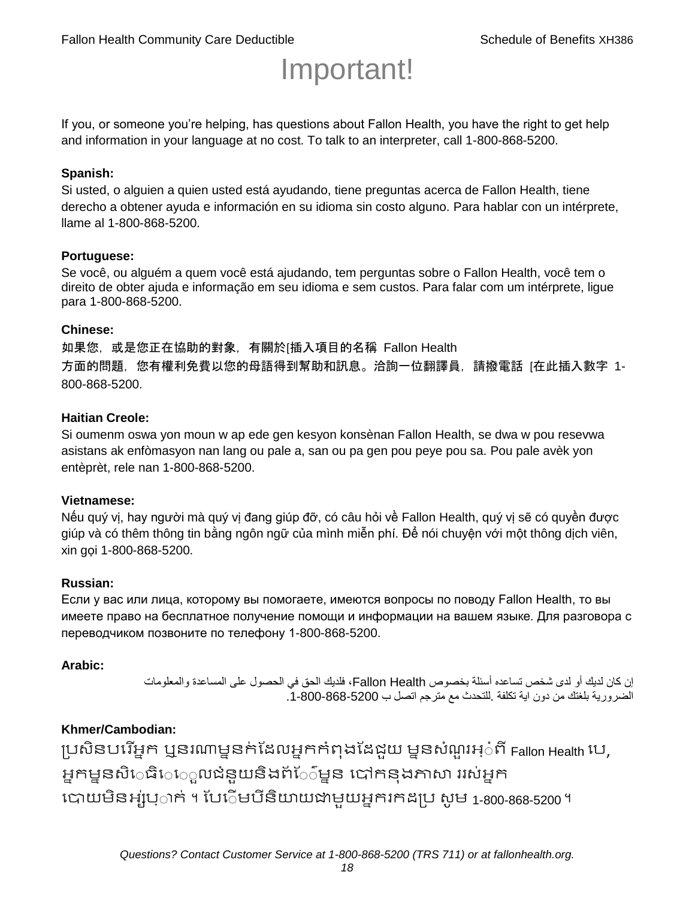# Important!

If you, or someone you’re helping, has questions about Fallon Health, you have the right to get help and information in your language at no cost. To talk to an interpreter, call 1-800-868-5200.

**Spanish:**
Si usted, o alguien a quien usted está ayudando, tiene preguntas acerca de Fallon Health, tiene derecho a obtener ayuda e información en su idioma sin costo alguno. Para hablar con un intérprete, llame al 1-800-868-5200.

**Portuguese:**
Se você, ou alguém a quem você está ajudando, tem perguntas sobre o Fallon Health, você tem o direito de obter ajuda e informação em seu idioma e sem custos. Para falar com um intérprete, ligue para 1-800-868-5200.

**Chinese:**
如果您，或是您正在協助的對象，有關於[插入項目的名稱 Fallon Health 方面的問題，您有權利免費以您的母語得到幫助和訊息。洽詢一位翻譯員，請撥電話 [在此插入數字 1-800-868-5200.

**Haitian Creole:**
Si oumenm oswa yon moun w ap ede gen kesyon konsènan Fallon Health, se dwa w pou resevwa asistans ak enfòmasyon nan lang ou pale a, san ou pa gen pou peye pou sa. Pou pale avèk yon entèprèt, rele nan 1-800-868-5200.

**Vietnamese:**
Nếu quý vị, hay người mà quý vị đang giúp đỡ, có câu hỏi về Fallon Health, quý vị sẽ có quyền được giúp và có thêm thông tin bằng ngôn ngữ của mình miễn phí. Để nói chuyện với một thông dịch viên, xin gọi 1-800-868-5200.

**Russian:**
Если у вас или лица, которому вы помогаете, имеются вопросы по поводу Fallon Health, то вы имеете право на бесплатное получение помощи и информации на вашем языке. Для разговора с переводчиком позвоните по телефону 1-800-868-5200.

**Arabic:**
إن كان لديك أو لدى شخص تساعده أسئلة بخصوص Fallon Health، فلديك الحق في الحصول على المساعدة والمعلومات الضرورية بلغتك من دون اية تكلفة .للتحدث مع مترجم اتصل ب 1-800-868-5200.

**Khmer/Cambodian:**
ប្រសិនបរើអ្នក ឬនរណាម្នក់ដែលអ្នកកំពុងដែជួយ ម្ននសំណួរអ្ំពី Fallon Health បេ, អ្នកម្ននសិេធិេេួលជំនួយនិងព័េ៌ម្នន បៅកនុងភាសា ររស់អ្នក បោយមិនអ្ស់ប្ាក់ ។ បែេើមបីនិយាយជាមួយអ្នករកដប្រ សូម 1-800-868-5200 ។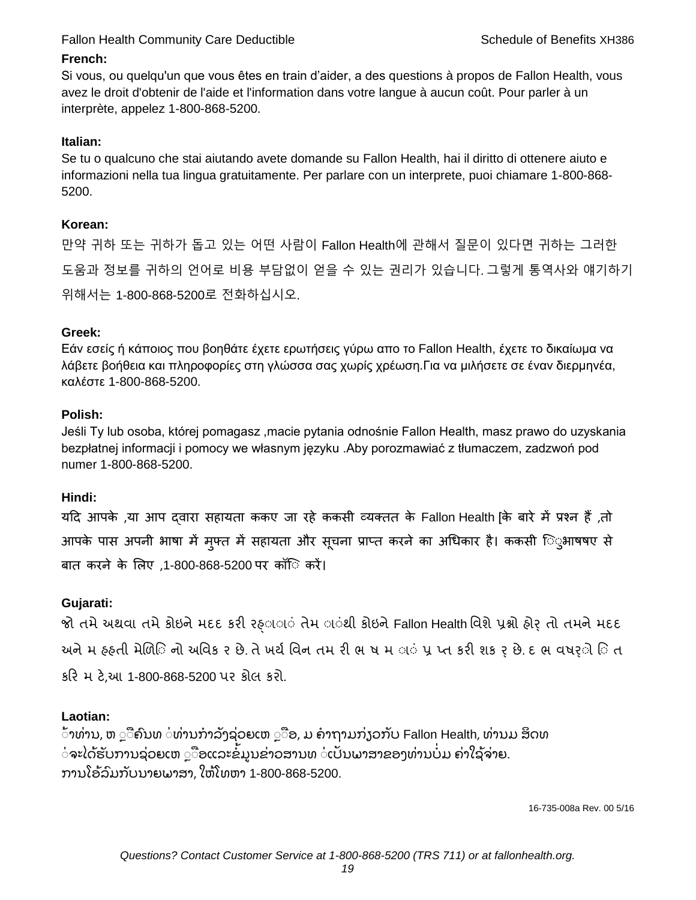**French:**

Si vous, ou quelqu'un que vous êtes en train d'aider, a des questions à propos de Fallon Health, vous avez le droit d'obtenir de l'aide et l'information dans votre langue à aucun coût. Pour parler à un interprète, appelez 1-800-868-5200.

**Italian:**

Se tu o qualcuno che stai aiutando avete domande su Fallon Health, hai il diritto di ottenere aiuto e informazioni nella tua lingua gratuitamente. Per parlare con un interprete, puoi chiamare 1-800-868-5200.

**Korean:**

만약 귀하 또는 귀하가 돕고 있는 어떤 사람이 Fallon Health에 관해서 질문이 있다면 귀하는 그러한 도움과 정보를 귀하의 언어로 비용 부담없이 얻을 수 있는 권리가 있습니다. 그렇게 통역사와 얘기하기 위해서는 1-800-868-5200로 전화하십시오.

**Greek:**

Εάν εσείς ή κάποιος που βοηθάτε έχετε ερωτήσεις γύρω απο το Fallon Health, έχετε το δικαίωμα να λάβετε βοήθεια και πληροφορίες στη γλώσσα σας χωρίς χρέωση.Για να μιλήσετε σε έναν διερμηνέα, καλέστε 1-800-868-5200.

**Polish:**

Jeśli Ty lub osoba, której pomagasz ,macie pytania odnośnie Fallon Health, masz prawo do uzyskania bezpłatnej informacji i pomocy we własnym języku .Aby porozmawiać z tłumaczem, zadzwoń pod numer 1-800-868-5200.

**Hindi:**

यदि आपके ,या आप द्वारा सहायता ककए जा रहे ककसी व्यक्तत के Fallon Health [के बारे में प्रश्न हैं ,तो आपके पास अपनी भाषा में मुफ्त में सहायता और सूचना प्राप्त करने का अधिकार है। ककसी िुभाषए से बात करने के लिए ,1-800-868-5200 पर कॉि करें।

**Gujarati:**

જો તમે અથવા તમે કોઇને મદદ કરી રહ્ાાં તેમ ાંથી કોઇને Fallon Health વિશે પ્રશ્નો હોર્ તો તમને મદદ અને મ હહતી મેળિિ નો અવિક ર છે. તે ખર્ચ વિન તમ રી ભ ષ મ ાં પ્ર પ્ત કરી શક ર્ છે. દ ભ વષર્ો િ ત કરિ મ ટે,આ 1-800-868-5200 પર કોલ કરો.

**Laotian:**

ຖ້າທ່ານ, ຫ ຼືຄົນທ ່ທ່ານກໍາລັງຊ່ວຍເຫ ຼືອ, ມ ຄໍາຖາມກ່ຽວກັບ Fallon Health, ທ່ານມ ສິດທ ່ຈະໄດ້ຮັບການຊ່ວຍເຫ ຼືອແລະຂໍ້ມູນຂ່າວສານທ ່ເປັນພາສາຂອງທ່ານບໍ່ມ ຄ່າໃຊ້ຈ່າຍ. ການໂອ້ລົມກັບນາຍພາສາ, ໃຫ້ໂທຫາ 1-800-868-5200.

16-735-008a Rev. 00 5/16